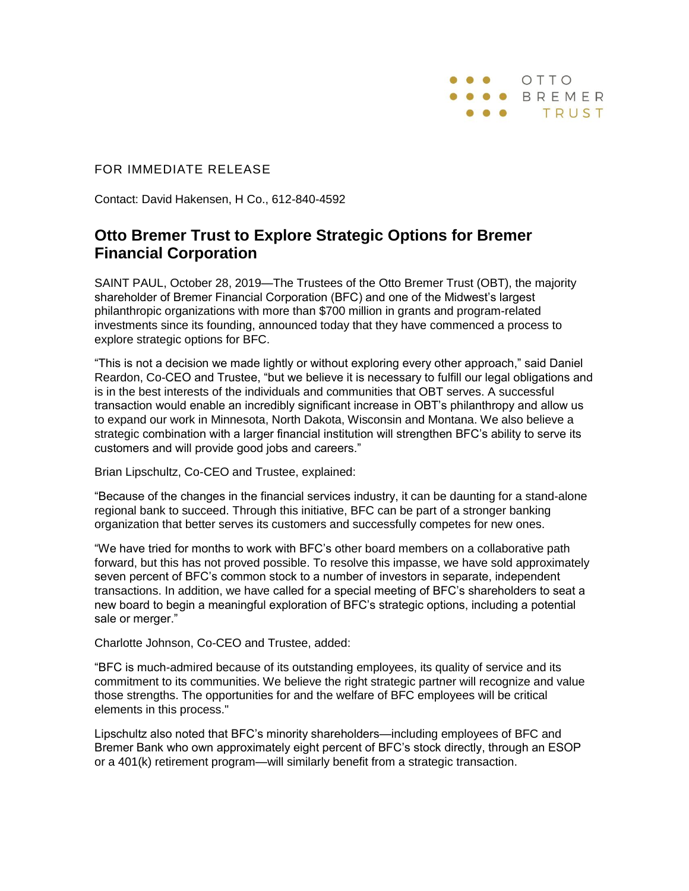OTTO BREMER TRUST

FOR IMMEDIATE RELEASE

Contact: David Hakensen, H Co., 612-840-4592

## Otto Bremer Trust to Explore Strategic Options for Bremer Financial Corporation

SAINT PAUL, October 28, 2019—The Trustees of the Otto Bremer Trust (OBT), the majority shareholder of Bremer Financial Corporation (BFC) and one of the Midwest's largest philanthropic organizations with more than $700 million in grants and program-related investments since its founding, announced today that they have commenced a process to explore strategic options for BFC.

"This is not a decision we made lightly or without exploring every other approach," said Daniel Reardon, Co-CEO and Trustee, "but we believe it is necessary to fulfill our legal obligations and is in the best interests of the individuals and communities that OBT serves. A successful transaction would enable an incredibly significant increase in OBT's philanthropy and allow us to expand our work in Minnesota, North Dakota, Wisconsin and Montana. We also believe a strategic combination with a larger financial institution will strengthen BFC's ability to serve its customers and will provide good jobs and careers."

Brian Lipschultz, Co-CEO and Trustee, explained:

"Because of the changes in the financial services industry, it can be daunting for a stand-alone regional bank to succeed. Through this initiative, BFC can be part of a stronger banking organization that better serves its customers and successfully competes for new ones.

"We have tried for months to work with BFC's other board members on a collaborative path forward, but this has not proved possible. To resolve this impasse, we have sold approximately seven percent of BFC's common stock to a number of investors in separate, independent transactions. In addition, we have called for a special meeting of BFC's shareholders to seat a new board to begin a meaningful exploration of BFC's strategic options, including a potential sale or merger."

Charlotte Johnson, Co-CEO and Trustee, added:

"BFC is much-admired because of its outstanding employees, its quality of service and its commitment to its communities. We believe the right strategic partner will recognize and value those strengths. The opportunities for and the welfare of BFC employees will be critical elements in this process."

Lipschultz also noted that BFC's minority shareholders—including employees of BFC and Bremer Bank who own approximately eight percent of BFC's stock directly, through an ESOP or a 401(k) retirement program—will similarly benefit from a strategic transaction.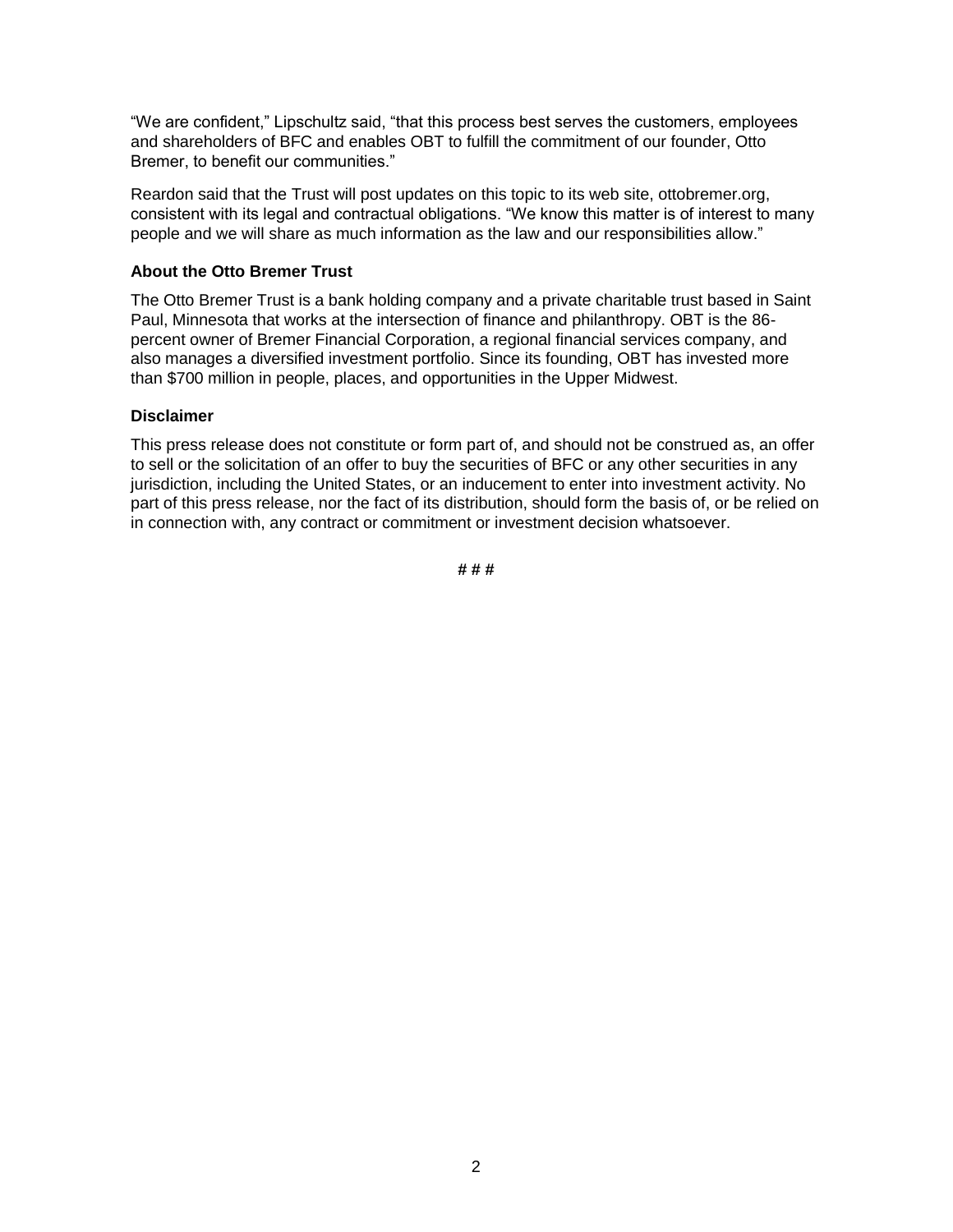"We are confident," Lipschultz said, "that this process best serves the customers, employees and shareholders of BFC and enables OBT to fulfill the commitment of our founder, Otto Bremer, to benefit our communities."

Reardon said that the Trust will post updates on this topic to its web site, ottobremer.org, consistent with its legal and contractual obligations. "We know this matter is of interest to many people and we will share as much information as the law and our responsibilities allow."

**About the Otto Bremer Trust**

The Otto Bremer Trust is a bank holding company and a private charitable trust based in Saint Paul, Minnesota that works at the intersection of finance and philanthropy. OBT is the 86-percent owner of Bremer Financial Corporation, a regional financial services company, and also manages a diversified investment portfolio. Since its founding, OBT has invested more than $700 million in people, places, and opportunities in the Upper Midwest.

**Disclaimer**

This press release does not constitute or form part of, and should not be construed as, an offer to sell or the solicitation of an offer to buy the securities of BFC or any other securities in any jurisdiction, including the United States, or an inducement to enter into investment activity. No part of this press release, nor the fact of its distribution, should form the basis of, or be relied on in connection with, any contract or commitment or investment decision whatsoever.

# # #